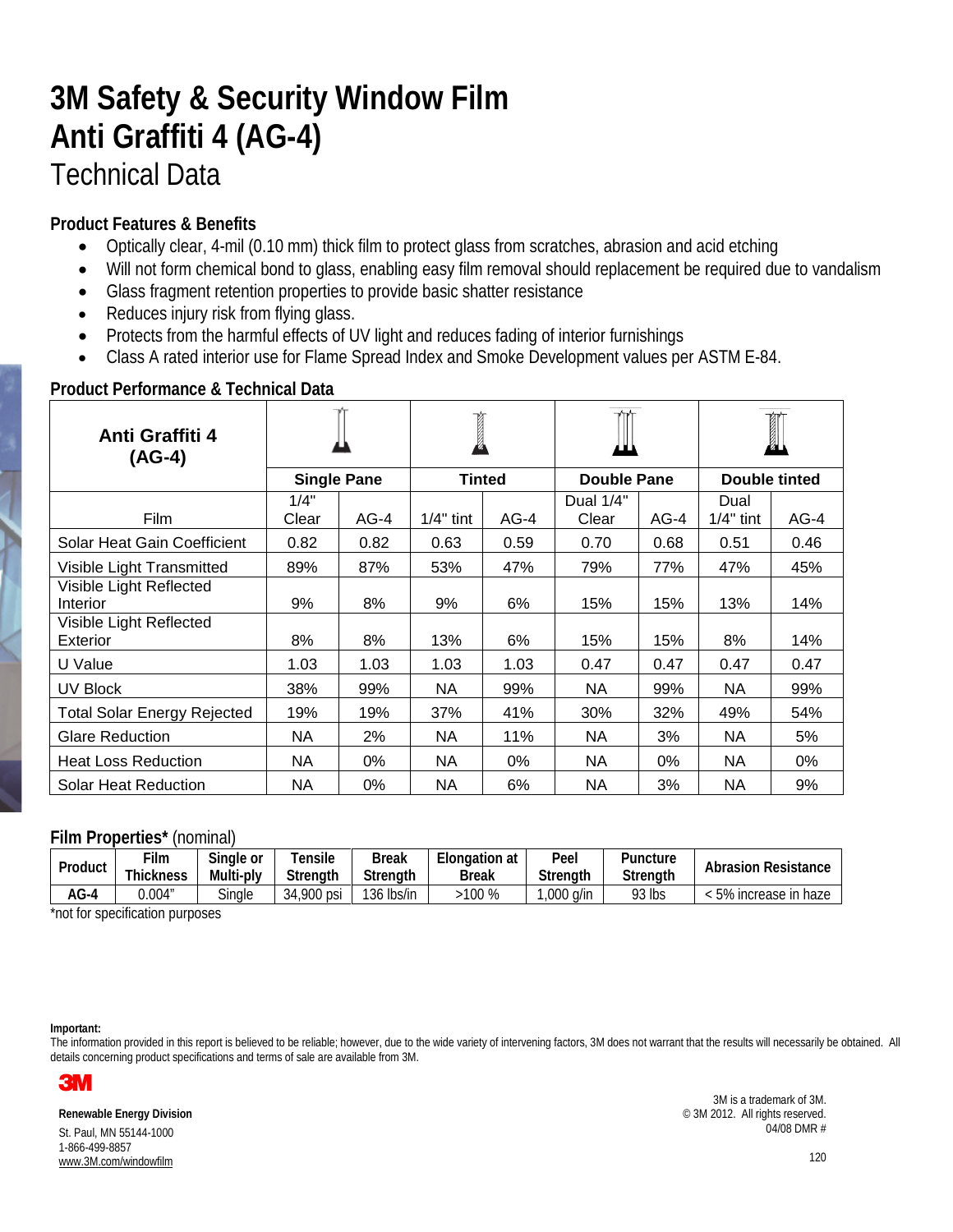# 3M Safety & Security Window Film
# Anti Graffiti 4 (AG-4)
## Technical Data

### Product Features & Benefits

- Optically clear, 4-mil (0.10 mm) thick film to protect glass from scratches, abrasion and acid etching
- Will not form chemical bond to glass, enabling easy film removal should replacement be required due to vandalism
- Glass fragment retention properties to provide basic shatter resistance
- Reduces injury risk from flying glass.
- Protects from the harmful effects of UV light and reduces fading of interior furnishings
- Class A rated interior use for Flame Spread Index and Smoke Development values per ASTM E-84.

### Product Performance & Technical Data

| Anti Graffiti 4 (AG-4) | Single Pane | | Tinted | | Double Pane | | Double tinted | |
|---|---|---|---|---|---|---|---|---|
| Film | 1/4" Clear | AG-4 | 1/4" tint | AG-4 | Dual 1/4" Clear | AG-4 | Dual 1/4" tint | AG-4 |
| Solar Heat Gain Coefficient | 0.82 | 0.82 | 0.63 | 0.59 | 0.70 | 0.68 | 0.51 | 0.46 |
| Visible Light Transmitted | 89% | 87% | 53% | 47% | 79% | 77% | 47% | 45% |
| Visible Light Reflected Interior | 9% | 8% | 9% | 6% | 15% | 15% | 13% | 14% |
| Visible Light Reflected Exterior | 8% | 8% | 13% | 6% | 15% | 15% | 8% | 14% |
| U Value | 1.03 | 1.03 | 1.03 | 1.03 | 0.47 | 0.47 | 0.47 | 0.47 |
| UV Block | 38% | 99% | NA | 99% | NA | 99% | NA | 99% |
| Total Solar Energy Rejected | 19% | 19% | 37% | 41% | 30% | 32% | 49% | 54% |
| Glare Reduction | NA | 2% | NA | 11% | NA | 3% | NA | 5% |
| Heat Loss Reduction | NA | 0% | NA | 0% | NA | 0% | NA | 0% |
| Solar Heat Reduction | NA | 0% | NA | 6% | NA | 3% | NA | 9% |

### Film Properties* (nominal)

| Product | Film Thickness | Single or Multi-ply | Tensile Strength | Break Strength | Elongation at Break | Peel Strength | Puncture Strength | Abrasion Resistance |
|---|---|---|---|---|---|---|---|---|
| AG-4 | 0.004" | Single | 34,900 psi | 136 lbs/in | >100 % | 1,000 g/in | 93 lbs | < 5% increase in haze |

*not for specification purposes

**Important:**
The information provided in this report is believed to be reliable; however, due to the wide variety of intervening factors, 3M does not warrant that the results will necessarily be obtained. All details concerning product specifications and terms of sale are available from 3M.

3M

**Renewable Energy Division**
St. Paul, MN 55144-1000
1-866-499-8857
www.3M.com/windowfilm

3M is a trademark of 3M.
© 3M 2012. All rights reserved.
04/08 DMR #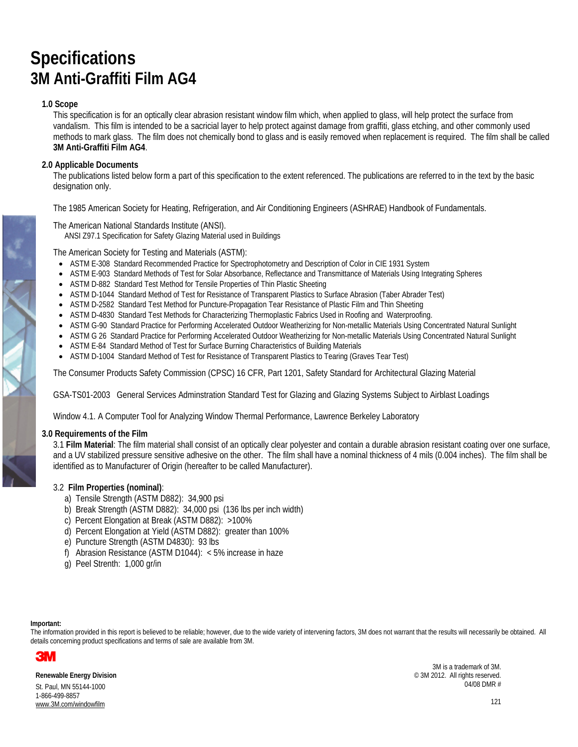# Specifications
# 3M Anti-Graffiti Film AG4

## 1.0 Scope

This specification is for an optically clear abrasion resistant window film which, when applied to glass, will help protect the surface from vandalism. This film is intended to be a sacricial layer to help protect against damage from graffiti, glass etching, and other commonly used methods to mark glass. The film does not chemically bond to glass and is easily removed when replacement is required. The film shall be called **3M Anti-Graffiti Film AG4**.

## 2.0 Applicable Documents

The publications listed below form a part of this specification to the extent referenced. The publications are referred to in the text by the basic designation only.

The 1985 American Society for Heating, Refrigeration, and Air Conditioning Engineers (ASHRAE) Handbook of Fundamentals.

The American National Standards Institute (ANSI).
ANSI Z97.1 Specification for Safety Glazing Material used in Buildings

The American Society for Testing and Materials (ASTM):

- ASTM E-308 Standard Recommended Practice for Spectrophotometry and Description of Color in CIE 1931 System
- ASTM E-903 Standard Methods of Test for Solar Absorbance, Reflectance and Transmittance of Materials Using Integrating Spheres
- ASTM D-882 Standard Test Method for Tensile Properties of Thin Plastic Sheeting
- ASTM D-1044 Standard Method of Test for Resistance of Transparent Plastics to Surface Abrasion (Taber Abrader Test)
- ASTM D-2582 Standard Test Method for Puncture-Propagation Tear Resistance of Plastic Film and Thin Sheeting
- ASTM D-4830 Standard Test Methods for Characterizing Thermoplastic Fabrics Used in Roofing and Waterproofing.
- ASTM G-90 Standard Practice for Performing Accelerated Outdoor Weatherizing for Non-metallic Materials Using Concentrated Natural Sunlight
- ASTM G 26 Standard Practice for Performing Accelerated Outdoor Weatherizing for Non-metallic Materials Using Concentrated Natural Sunlight
- ASTM E-84 Standard Method of Test for Surface Burning Characteristics of Building Materials
- ASTM D-1004 Standard Method of Test for Resistance of Transparent Plastics to Tearing (Graves Tear Test)

The Consumer Products Safety Commission (CPSC) 16 CFR, Part 1201, Safety Standard for Architectural Glazing Material

GSA-TS01-2003 General Services Adminstration Standard Test for Glazing and Glazing Systems Subject to Airblast Loadings

Window 4.1. A Computer Tool for Analyzing Window Thermal Performance, Lawrence Berkeley Laboratory

## 3.0 Requirements of the Film

3.1 **Film Material**: The film material shall consist of an optically clear polyester and contain a durable abrasion resistant coating over one surface, and a UV stabilized pressure sensitive adhesive on the other. The film shall have a nominal thickness of 4 mils (0.004 inches). The film shall be identified as to Manufacturer of Origin (hereafter to be called Manufacturer).

3.2 **Film Properties (nominal)**:

a) Tensile Strength (ASTM D882): 34,900 psi
b) Break Strength (ASTM D882): 34,000 psi (136 lbs per inch width)
c) Percent Elongation at Break (ASTM D882): >100%
d) Percent Elongation at Yield (ASTM D882): greater than 100%
e) Puncture Strength (ASTM D4830): 93 lbs
f) Abrasion Resistance (ASTM D1044): < 5% increase in haze
g) Peel Strenth: 1,000 gr/in

**Important:**
The information provided in this report is believed to be reliable; however, due to the wide variety of intervening factors, 3M does not warrant that the results will necessarily be obtained. All details concerning product specifications and terms of sale are available from 3M.

3M

**Renewable Energy Division**
St. Paul, MN 55144-1000
1-866-499-8857
www.3M.com/windowfilm

3M is a trademark of 3M.
© 3M 2012. All rights reserved.
04/08 DMR #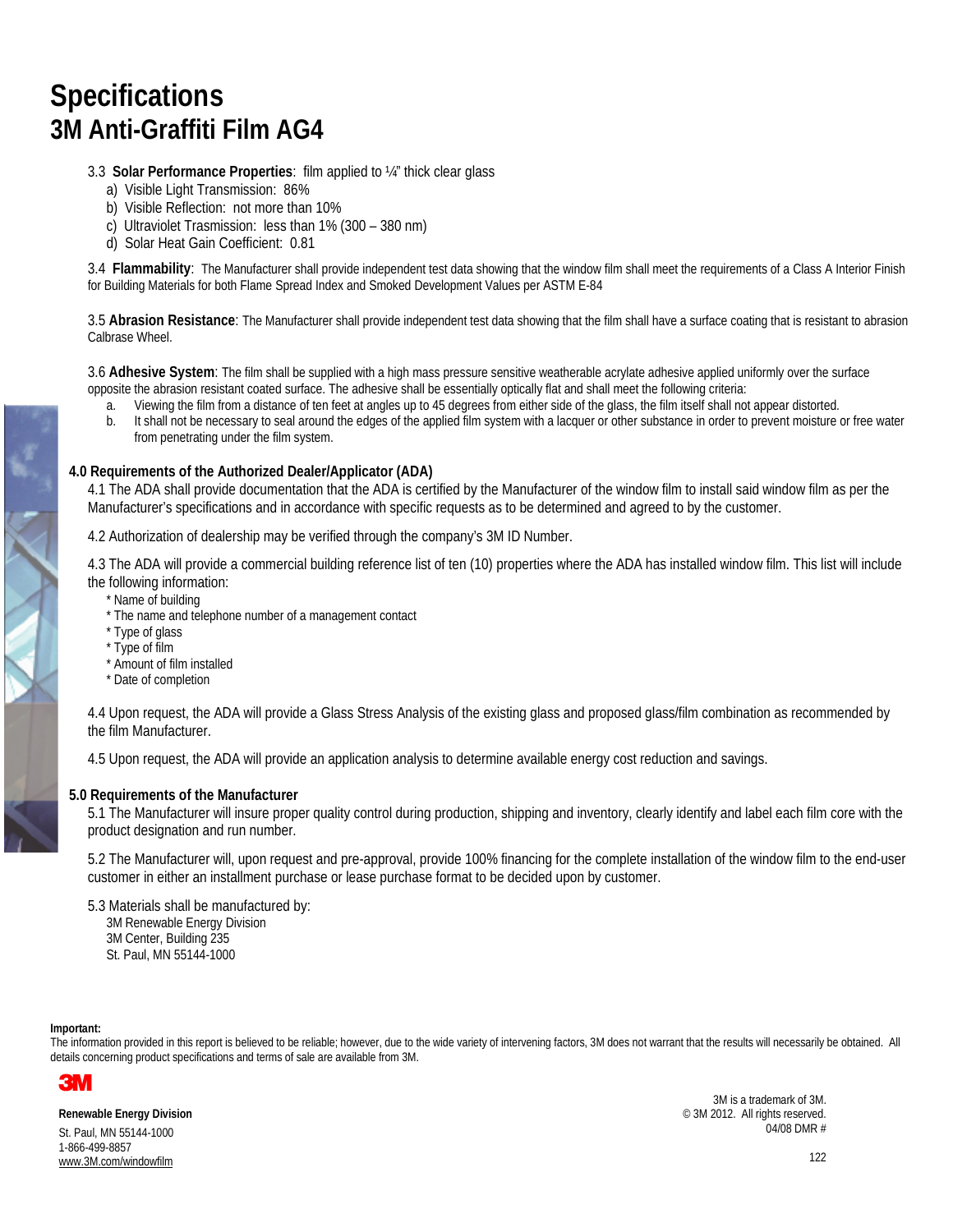# Specifications
## 3M Anti-Graffiti Film AG4

3.3 **Solar Performance Properties**: film applied to ¼" thick clear glass

a) Visible Light Transmission: 86%
b) Visible Reflection: not more than 10%
c) Ultraviolet Trasmission: less than 1% (300 – 380 nm)
d) Solar Heat Gain Coefficient: 0.81

3.4 **Flammability**: The Manufacturer shall provide independent test data showing that the window film shall meet the requirements of a Class A Interior Finish for Building Materials for both Flame Spread Index and Smoked Development Values per ASTM E-84

3.5 **Abrasion Resistance**: The Manufacturer shall provide independent test data showing that the film shall have a surface coating that is resistant to abrasion Calbrase Wheel.

3.6 **Adhesive System**: The film shall be supplied with a high mass pressure sensitive weatherable acrylate adhesive applied uniformly over the surface opposite the abrasion resistant coated surface. The adhesive shall be essentially optically flat and shall meet the following criteria:

a. Viewing the film from a distance of ten feet at angles up to 45 degrees from either side of the glass, the film itself shall not appear distorted.
b. It shall not be necessary to seal around the edges of the applied film system with a lacquer or other substance in order to prevent moisture or free water from penetrating under the film system.

**4.0 Requirements of the Authorized Dealer/Applicator (ADA)**

4.1 The ADA shall provide documentation that the ADA is certified by the Manufacturer of the window film to install said window film as per the Manufacturer's specifications and in accordance with specific requests as to be determined and agreed to by the customer.

4.2 Authorization of dealership may be verified through the company's 3M ID Number.

4.3 The ADA will provide a commercial building reference list of ten (10) properties where the ADA has installed window film. This list will include the following information:

* Name of building
* The name and telephone number of a management contact
* Type of glass
* Type of film
* Amount of film installed
* Date of completion

4.4 Upon request, the ADA will provide a Glass Stress Analysis of the existing glass and proposed glass/film combination as recommended by the film Manufacturer.

4.5 Upon request, the ADA will provide an application analysis to determine available energy cost reduction and savings.

**5.0 Requirements of the Manufacturer**

5.1 The Manufacturer will insure proper quality control during production, shipping and inventory, clearly identify and label each film core with the product designation and run number.

5.2 The Manufacturer will, upon request and pre-approval, provide 100% financing for the complete installation of the window film to the end-user customer in either an installment purchase or lease purchase format to be decided upon by customer.

5.3 Materials shall be manufactured by:

3M Renewable Energy Division
3M Center, Building 235
St. Paul, MN 55144-1000

**Important:**
The information provided in this report is believed to be reliable; however, due to the wide variety of intervening factors, 3M does not warrant that the results will necessarily be obtained. All details concerning product specifications and terms of sale are available from 3M.

3M

**Renewable Energy Division**
St. Paul, MN 55144-1000
1-866-499-8857
www.3M.com/windowfilm

3M is a trademark of 3M.
© 3M 2012. All rights reserved.
04/08 DMR #